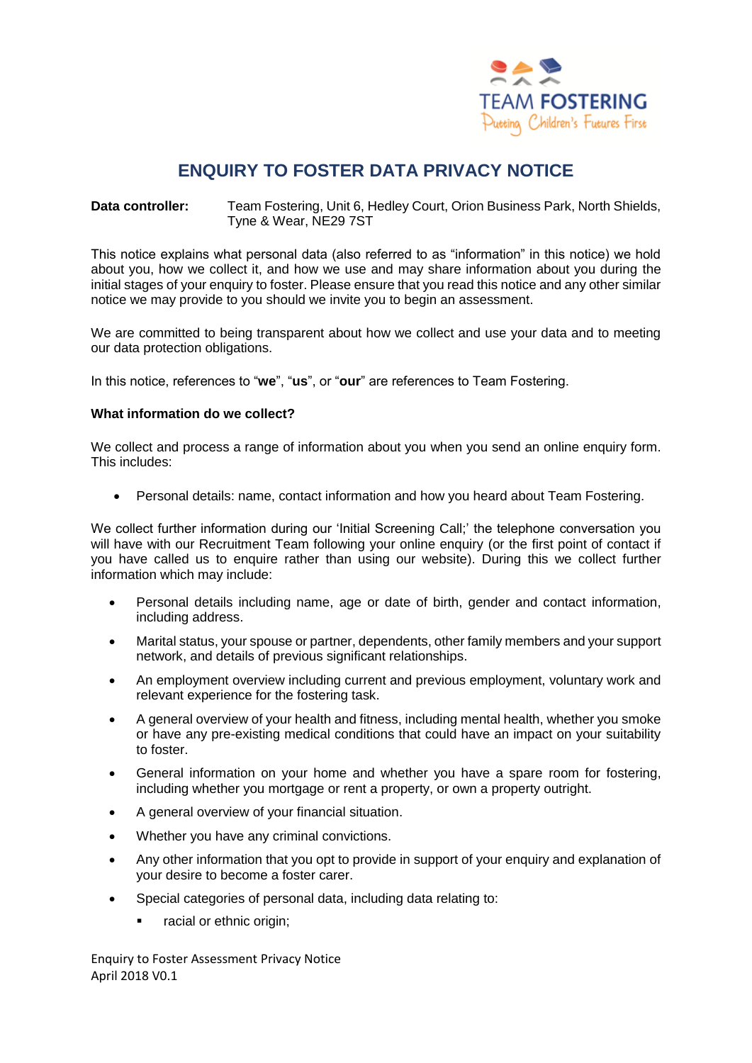TEAM FOSTERING
Putting Children's Futures First

# ENQUIRY TO FOSTER DATA PRIVACY NOTICE

**Data controller:** Team Fostering, Unit 6, Hedley Court, Orion Business Park, North Shields, Tyne & Wear, NE29 7ST

This notice explains what personal data (also referred to as "information" in this notice) we hold about you, how we collect it, and how we use and may share information about you during the initial stages of your enquiry to foster. Please ensure that you read this notice and any other similar notice we may provide to you should we invite you to begin an assessment.

We are committed to being transparent about how we collect and use your data and to meeting our data protection obligations.

In this notice, references to "**we**", "**us**", or "**our**" are references to Team Fostering.

**What information do we collect?**

We collect and process a range of information about you when you send an online enquiry form. This includes:

- Personal details: name, contact information and how you heard about Team Fostering.

We collect further information during our 'Initial Screening Call;' the telephone conversation you will have with our Recruitment Team following your online enquiry (or the first point of contact if you have called us to enquire rather than using our website). During this we collect further information which may include:

- Personal details including name, age or date of birth, gender and contact information, including address.
- Marital status, your spouse or partner, dependents, other family members and your support network, and details of previous significant relationships.
- An employment overview including current and previous employment, voluntary work and relevant experience for the fostering task.
- A general overview of your health and fitness, including mental health, whether you smoke or have any pre-existing medical conditions that could have an impact on your suitability to foster.
- General information on your home and whether you have a spare room for fostering, including whether you mortgage or rent a property, or own a property outright.
- A general overview of your financial situation.
- Whether you have any criminal convictions.
- Any other information that you opt to provide in support of your enquiry and explanation of your desire to become a foster carer.
- Special categories of personal data, including data relating to:
    - racial or ethnic origin;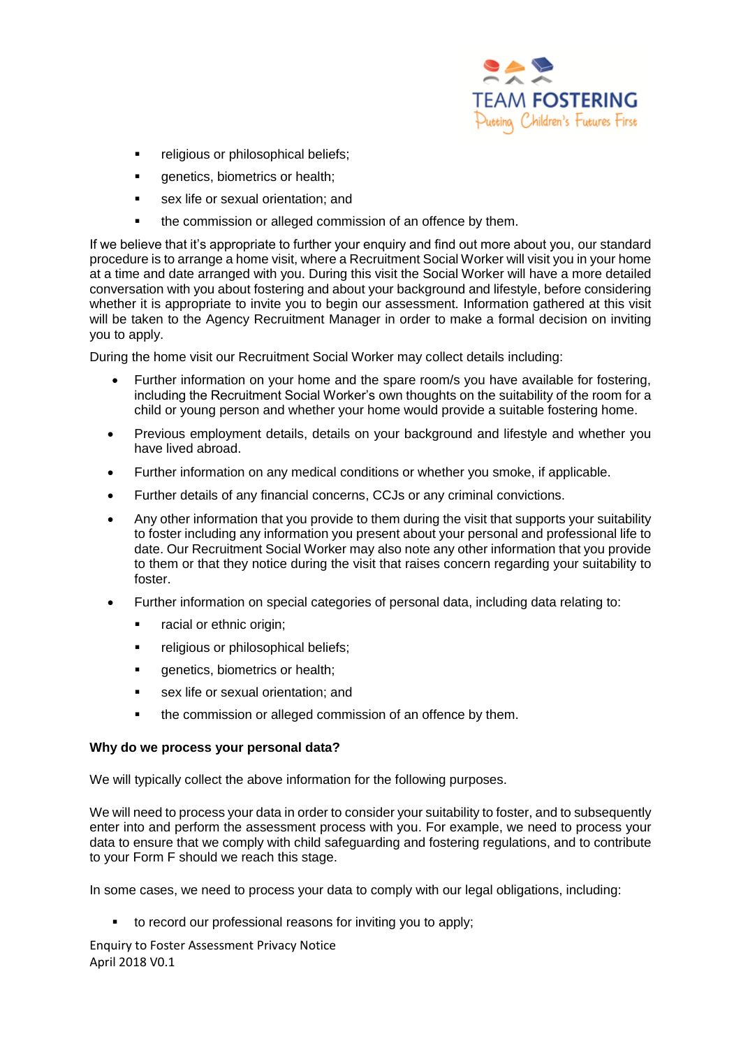- religious or philosophical beliefs;
- genetics, biometrics or health;
- sex life or sexual orientation; and
- the commission or alleged commission of an offence by them.

If we believe that it's appropriate to further your enquiry and find out more about you, our standard procedure is to arrange a home visit, where a Recruitment Social Worker will visit you in your home at a time and date arranged with you. During this visit the Social Worker will have a more detailed conversation with you about fostering and about your background and lifestyle, before considering whether it is appropriate to invite you to begin our assessment. Information gathered at this visit will be taken to the Agency Recruitment Manager in order to make a formal decision on inviting you to apply.

During the home visit our Recruitment Social Worker may collect details including:

- Further information on your home and the spare room/s you have available for fostering, including the Recruitment Social Worker's own thoughts on the suitability of the room for a child or young person and whether your home would provide a suitable fostering home.
- Previous employment details, details on your background and lifestyle and whether you have lived abroad.
- Further information on any medical conditions or whether you smoke, if applicable.
- Further details of any financial concerns, CCJs or any criminal convictions.
- Any other information that you provide to them during the visit that supports your suitability to foster including any information you present about your personal and professional life to date. Our Recruitment Social Worker may also note any other information that you provide to them or that they notice during the visit that raises concern regarding your suitability to foster.
- Further information on special categories of personal data, including data relating to:
  - racial or ethnic origin;
  - religious or philosophical beliefs;
  - genetics, biometrics or health;
  - sex life or sexual orientation; and
  - the commission or alleged commission of an offence by them.

**Why do we process your personal data?**

We will typically collect the above information for the following purposes.

We will need to process your data in order to consider your suitability to foster, and to subsequently enter into and perform the assessment process with you. For example, we need to process your data to ensure that we comply with child safeguarding and fostering regulations, and to contribute to your Form F should we reach this stage.

In some cases, we need to process your data to comply with our legal obligations, including:

- to record our professional reasons for inviting you to apply;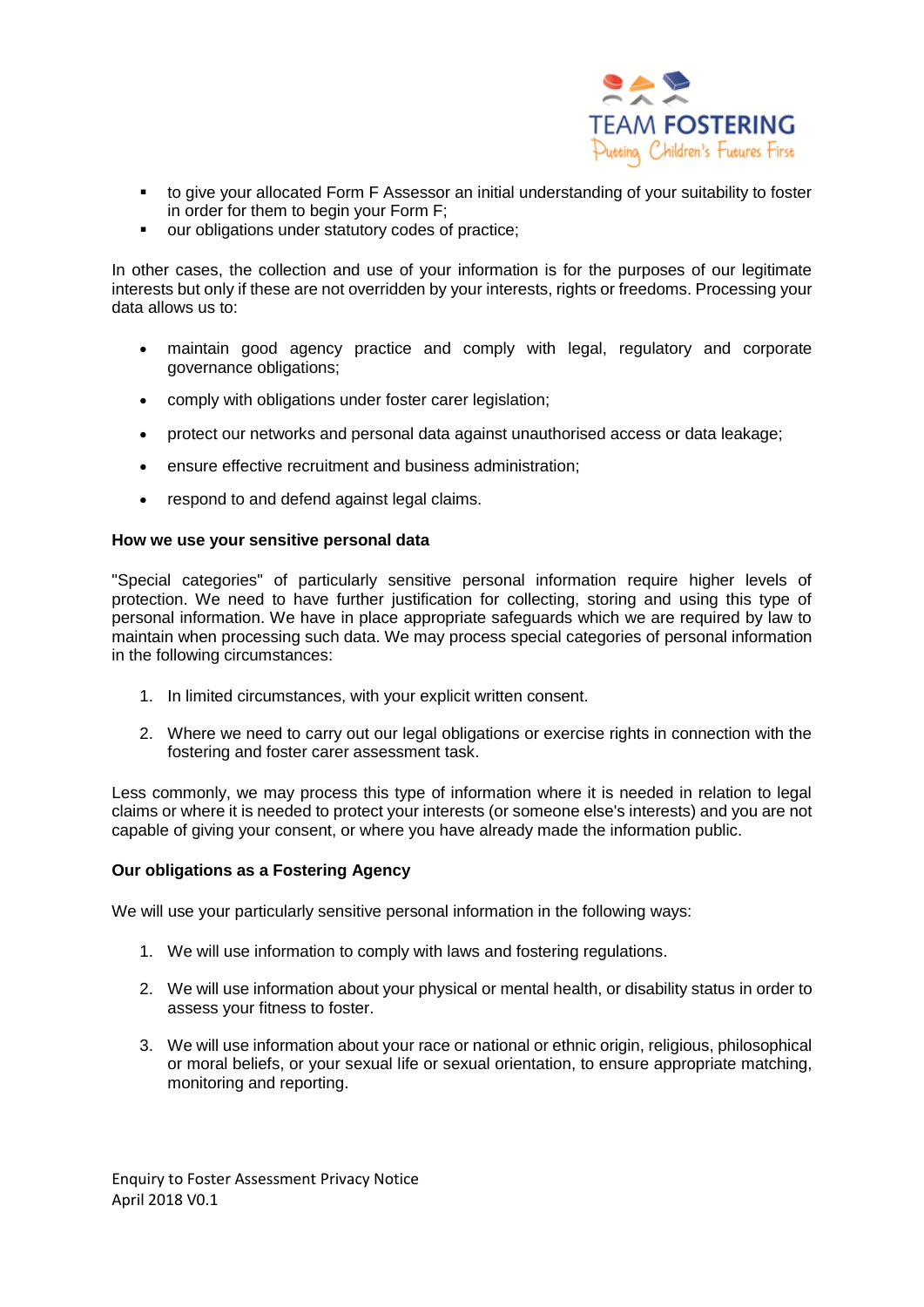- to give your allocated Form F Assessor an initial understanding of your suitability to foster in order for them to begin your Form F;
- our obligations under statutory codes of practice;

In other cases, the collection and use of your information is for the purposes of our legitimate interests but only if these are not overridden by your interests, rights or freedoms. Processing your data allows us to:

- maintain good agency practice and comply with legal, regulatory and corporate governance obligations;
- comply with obligations under foster carer legislation;
- protect our networks and personal data against unauthorised access or data leakage;
- ensure effective recruitment and business administration;
- respond to and defend against legal claims.

**How we use your sensitive personal data**

"Special categories" of particularly sensitive personal information require higher levels of protection. We need to have further justification for collecting, storing and using this type of personal information. We have in place appropriate safeguards which we are required by law to maintain when processing such data. We may process special categories of personal information in the following circumstances:

1. In limited circumstances, with your explicit written consent.
2. Where we need to carry out our legal obligations or exercise rights in connection with the fostering and foster carer assessment task.

Less commonly, we may process this type of information where it is needed in relation to legal claims or where it is needed to protect your interests (or someone else's interests) and you are not capable of giving your consent, or where you have already made the information public.

**Our obligations as a Fostering Agency**

We will use your particularly sensitive personal information in the following ways:

1. We will use information to comply with laws and fostering regulations.
2. We will use information about your physical or mental health, or disability status in order to assess your fitness to foster.
3. We will use information about your race or national or ethnic origin, religious, philosophical or moral beliefs, or your sexual life or sexual orientation, to ensure appropriate matching, monitoring and reporting.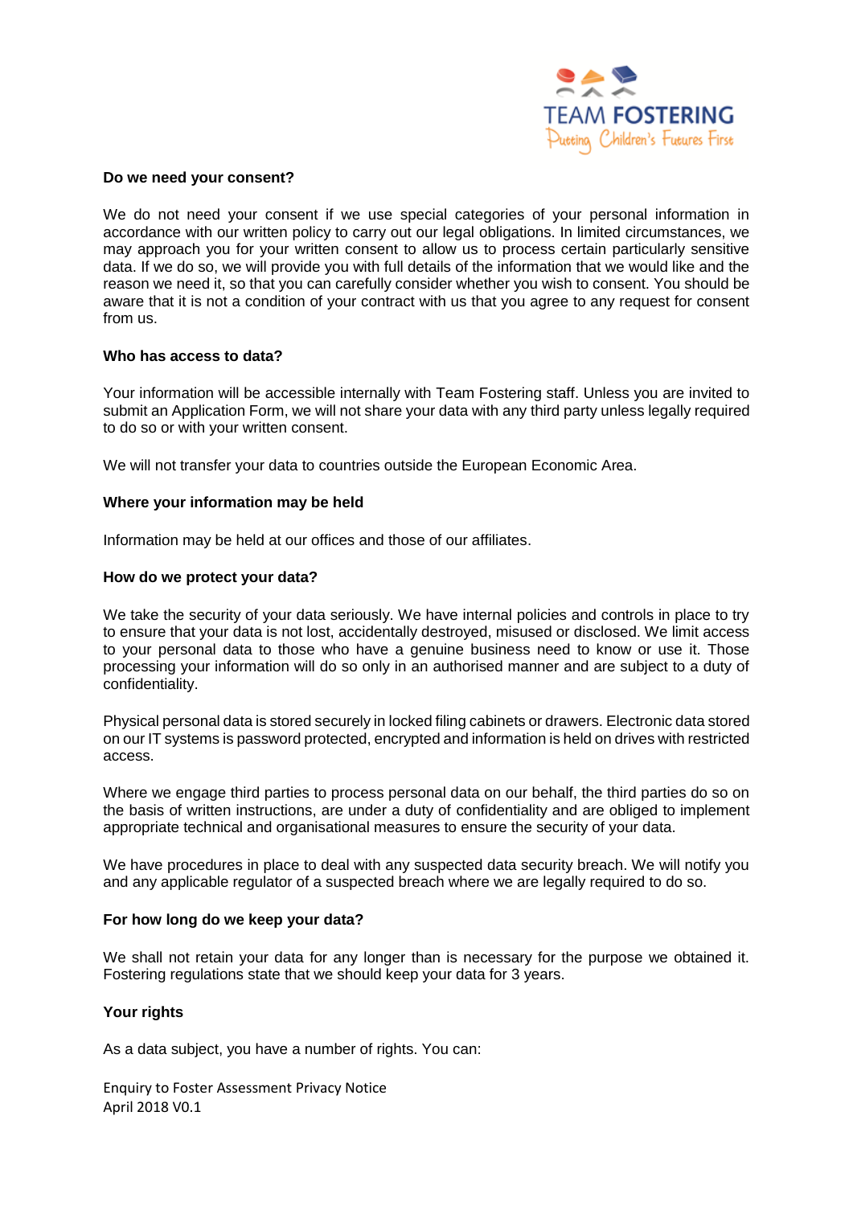**Do we need your consent?**

We do not need your consent if we use special categories of your personal information in accordance with our written policy to carry out our legal obligations. In limited circumstances, we may approach you for your written consent to allow us to process certain particularly sensitive data. If we do so, we will provide you with full details of the information that we would like and the reason we need it, so that you can carefully consider whether you wish to consent. You should be aware that it is not a condition of your contract with us that you agree to any request for consent from us.

**Who has access to data?**

Your information will be accessible internally with Team Fostering staff. Unless you are invited to submit an Application Form, we will not share your data with any third party unless legally required to do so or with your written consent.

We will not transfer your data to countries outside the European Economic Area.

**Where your information may be held**

Information may be held at our offices and those of our affiliates.

**How do we protect your data?**

We take the security of your data seriously. We have internal policies and controls in place to try to ensure that your data is not lost, accidentally destroyed, misused or disclosed. We limit access to your personal data to those who have a genuine business need to know or use it. Those processing your information will do so only in an authorised manner and are subject to a duty of confidentiality.

Physical personal data is stored securely in locked filing cabinets or drawers. Electronic data stored on our IT systems is password protected, encrypted and information is held on drives with restricted access.

Where we engage third parties to process personal data on our behalf, the third parties do so on the basis of written instructions, are under a duty of confidentiality and are obliged to implement appropriate technical and organisational measures to ensure the security of your data.

We have procedures in place to deal with any suspected data security breach. We will notify you and any applicable regulator of a suspected breach where we are legally required to do so.

**For how long do we keep your data?**

We shall not retain your data for any longer than is necessary for the purpose we obtained it. Fostering regulations state that we should keep your data for 3 years.

**Your rights**

As a data subject, you have a number of rights. You can: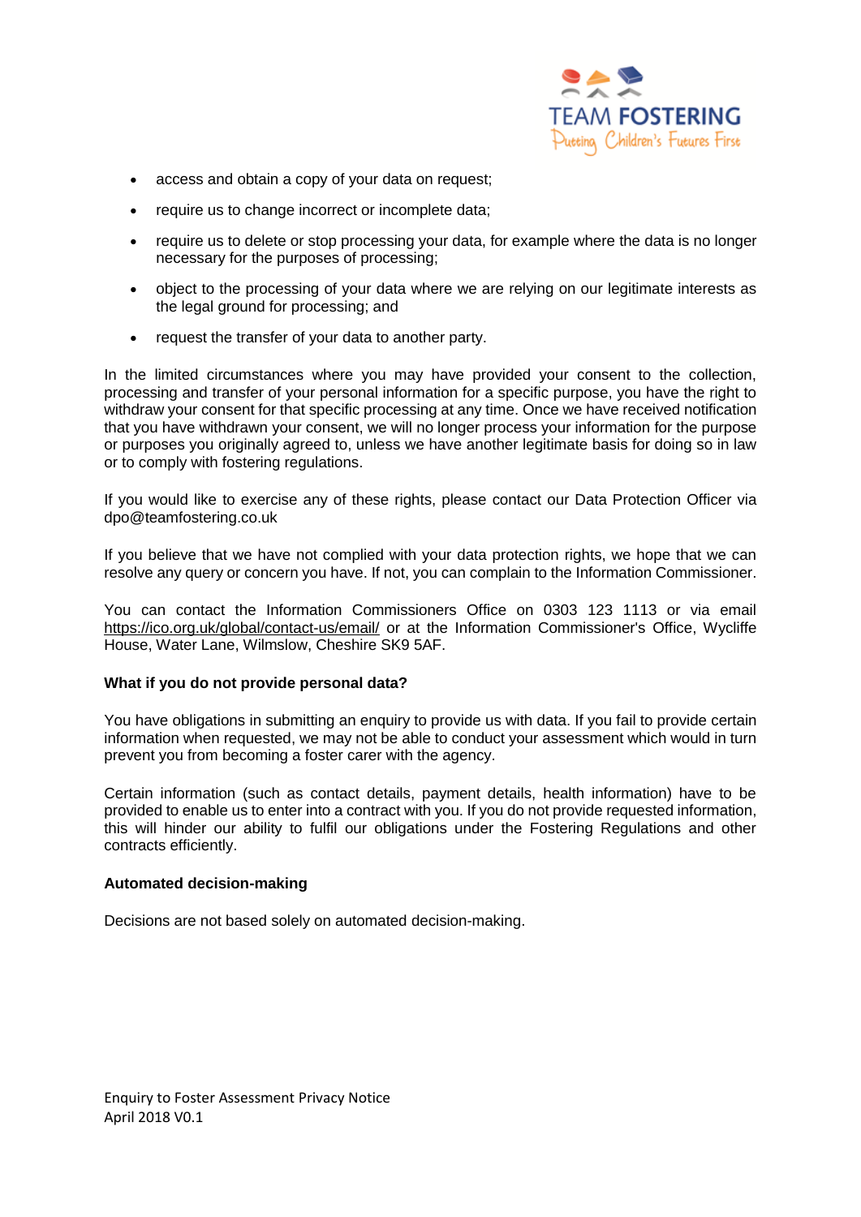- access and obtain a copy of your data on request;
- require us to change incorrect or incomplete data;
- require us to delete or stop processing your data, for example where the data is no longer necessary for the purposes of processing;
- object to the processing of your data where we are relying on our legitimate interests as the legal ground for processing; and
- request the transfer of your data to another party.

In the limited circumstances where you may have provided your consent to the collection, processing and transfer of your personal information for a specific purpose, you have the right to withdraw your consent for that specific processing at any time. Once we have received notification that you have withdrawn your consent, we will no longer process your information for the purpose or purposes you originally agreed to, unless we have another legitimate basis for doing so in law or to comply with fostering regulations.

If you would like to exercise any of these rights, please contact our Data Protection Officer via dpo@teamfostering.co.uk

If you believe that we have not complied with your data protection rights, we hope that we can resolve any query or concern you have. If not, you can complain to the Information Commissioner.

You can contact the Information Commissioners Office on 0303 123 1113 or via email https://ico.org.uk/global/contact-us/email/ or at the Information Commissioner's Office, Wycliffe House, Water Lane, Wilmslow, Cheshire SK9 5AF.

**What if you do not provide personal data?**

You have obligations in submitting an enquiry to provide us with data. If you fail to provide certain information when requested, we may not be able to conduct your assessment which would in turn prevent you from becoming a foster carer with the agency.

Certain information (such as contact details, payment details, health information) have to be provided to enable us to enter into a contract with you. If you do not provide requested information, this will hinder our ability to fulfil our obligations under the Fostering Regulations and other contracts efficiently.

**Automated decision-making**

Decisions are not based solely on automated decision-making.